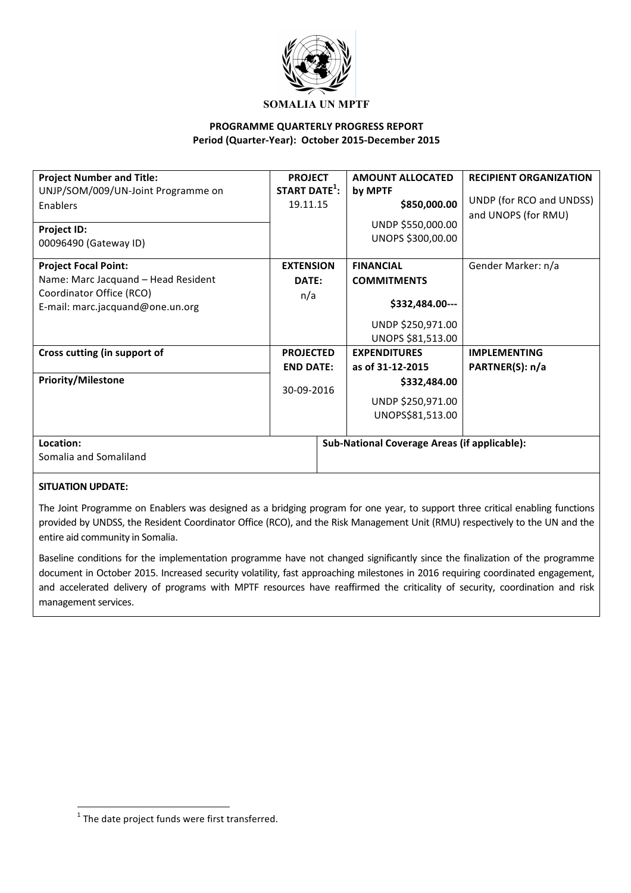**SOMALIA UN MPTF**

**PROGRAMME QUARTERLY PROGRESS REPORT**
**Period (Quarter-Year): October 2015-December 2015**

| **Project Number and Title:** UNJP/SOM/009/UN-Joint Programme on Enablers<br><br>**Project ID:** 00096490 (Gateway ID) | **PROJECT START DATE**[1]**:** 19.11.15 | **AMOUNT ALLOCATED by MPTF** **$850,000.00**<br>UNDP $550,000.00<br>UNOPS $300,00.00 | **RECIPIENT ORGANIZATION**<br>UNDP (for RCO and UNDSS) and UNOPS (for RMU) |
|---|---|---|---|
| **Project Focal Point:** Name: Marc Jacquand – Head Resident Coordinator Office (RCO)<br>E-mail: marc.jacquand@one.un.org | **EXTENSION DATE:** n/a | **FINANCIAL COMMITMENTS**<br>**$332,484.00---**<br>UNDP $250,971.00<br>UNOPS $81,513.00 | Gender Marker: n/a |
| **Cross cutting (in support of**<br><br>**Priority/Milestone** | **PROJECTED END DATE:** 30-09-2016 | **EXPENDITURES as of 31-12-2015**<br>**$332,484.00**<br>UNDP $250,971.00<br>UNOPS$81,513.00 | **IMPLEMENTING PARTNER(S): n/a** |
| **Location:** Somalia and Somaliland | **Sub-National Coverage Areas (if applicable):** | | |

**SITUATION UPDATE:**

The Joint Programme on Enablers was designed as a bridging program for one year, to support three critical enabling functions provided by UNDSS, the Resident Coordinator Office (RCO), and the Risk Management Unit (RMU) respectively to the UN and the entire aid community in Somalia.

Baseline conditions for the implementation programme have not changed significantly since the finalization of the programme document in October 2015. Increased security volatility, fast approaching milestones in 2016 requiring coordinated engagement, and accelerated delivery of programs with MPTF resources have reaffirmed the criticality of security, coordination and risk management services.

[1] The date project funds were first transferred.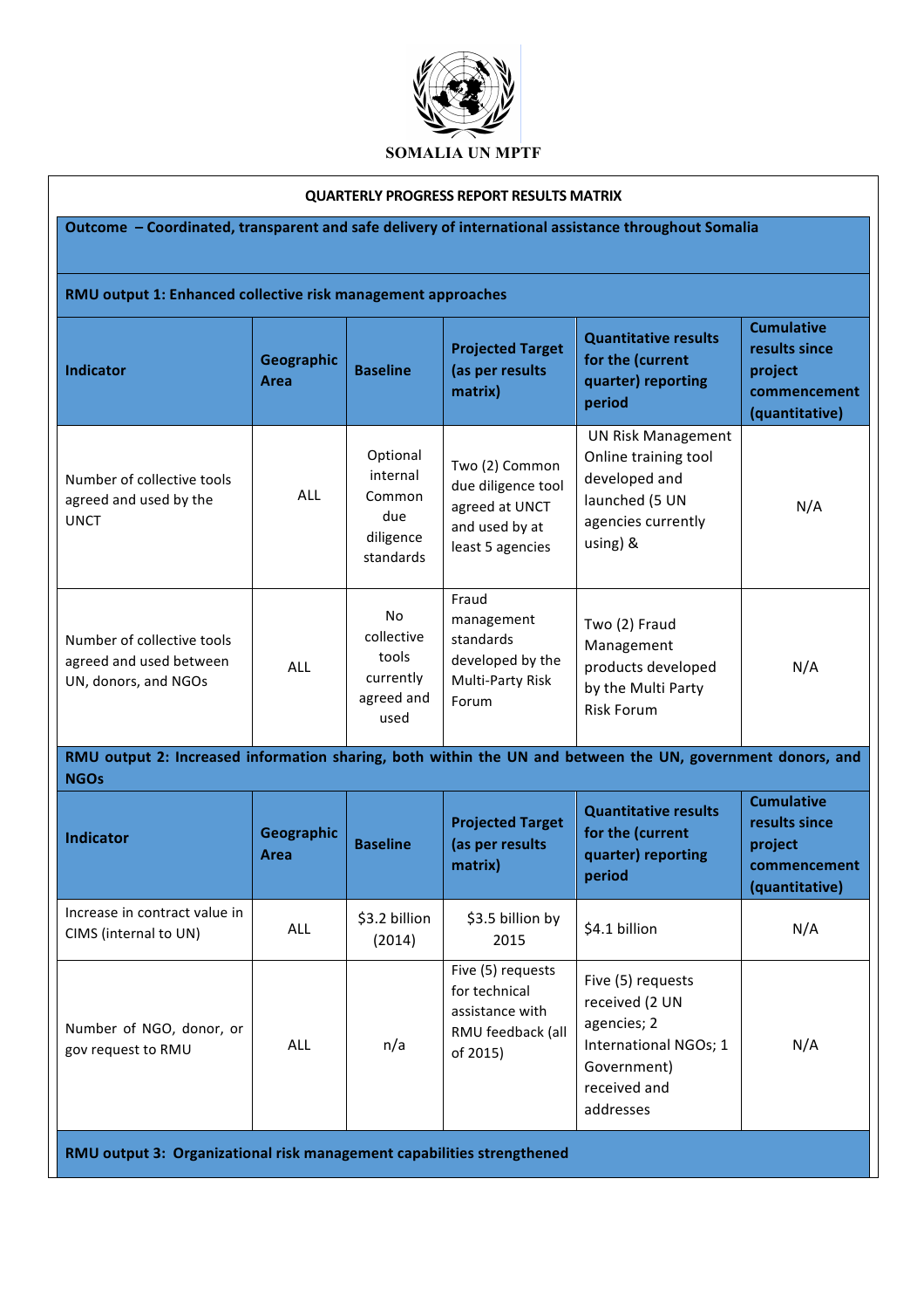SOMALIA UN MPTF

**QUARTERLY PROGRESS REPORT RESULTS MATRIX**

**Outcome – Coordinated, transparent and safe delivery of international assistance throughout Somalia**

**RMU output 1: Enhanced collective risk management approaches**

| Indicator | Geographic Area | Baseline | Projected Target (as per results matrix) | Quantitative results for the (current quarter) reporting period | Cumulative results since project commencement (quantitative) |
|---|---|---|---|---|---|
| Number of collective tools agreed and used by the UNCT | ALL | Optional internal Common due diligence standards | Two (2) Common due diligence tool agreed at UNCT and used by at least 5 agencies | UN Risk Management Online training tool developed and launched (5 UN agencies currently using) & | N/A |
| Number of collective tools agreed and used between UN, donors, and NGOs | ALL | No collective tools currently agreed and used | Fraud management standards developed by the Multi-Party Risk Forum | Two (2) Fraud Management products developed by the Multi Party Risk Forum | N/A |

**RMU output 2: Increased information sharing, both within the UN and between the UN, government donors, and NGOs**

| Indicator | Geographic Area | Baseline | Projected Target (as per results matrix) | Quantitative results for the (current quarter) reporting period | Cumulative results since project commencement (quantitative) |
|---|---|---|---|---|---|
| Increase in contract value in CIMS (internal to UN) | ALL | $3.2 billion (2014) | $3.5 billion by 2015 | $4.1 billion | N/A |
| Number of NGO, donor, or gov request to RMU | ALL | n/a | Five (5) requests for technical assistance with RMU feedback (all of 2015) | Five (5) requests received (2 UN agencies; 2 International NGOs; 1 Government) received and addresses | N/A |

**RMU output 3: Organizational risk management capabilities strengthened**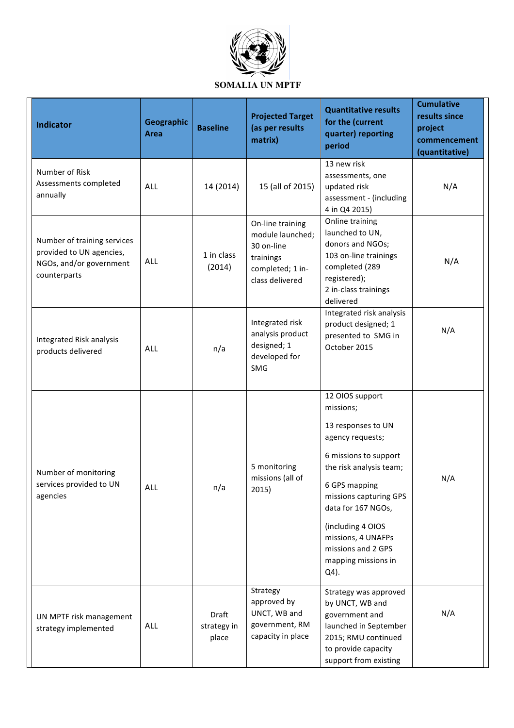SOMALIA UN MPTF

| Indicator | Geographic Area | Baseline | Projected Target (as per results matrix) | Quantitative results for the (current quarter) reporting period | Cumulative results since project commencement (quantitative) |
|---|---|---|---|---|---|
| Number of Risk Assessments completed annually | ALL | 14 (2014) | 15 (all of 2015) | 13 new risk assessments, one updated risk assessment - (including 4 in Q4 2015) | N/A |
| Number of training services provided to UN agencies, NGOs, and/or government counterparts | ALL | 1 in class (2014) | On-line training module launched; 30 on-line trainings completed; 1 in-class delivered | Online training launched to UN, donors and NGOs; 103 on-line trainings completed (289 registered); 2 in-class trainings delivered | N/A |
| Integrated Risk analysis products delivered | ALL | n/a | Integrated risk analysis product designed; 1 developed for SMG | Integrated risk analysis product designed; 1 presented to SMG in October 2015 | N/A |
| Number of monitoring services provided to UN agencies | ALL | n/a | 5 monitoring missions (all of 2015) | 12 OIOS support missions;<br><br>13 responses to UN agency requests;<br><br>6 missions to support the risk analysis team;<br><br>6 GPS mapping missions capturing GPS data for 167 NGOs,<br><br>(including 4 OIOS missions, 4 UNAFPs missions and 2 GPS mapping missions in Q4). | N/A |
| UN MPTF risk management strategy implemented | ALL | Draft strategy in place | Strategy approved by UNCT, WB and government, RM capacity in place | Strategy was approved by UNCT, WB and government and launched in September 2015; RMU continued to provide capacity support from existing | N/A |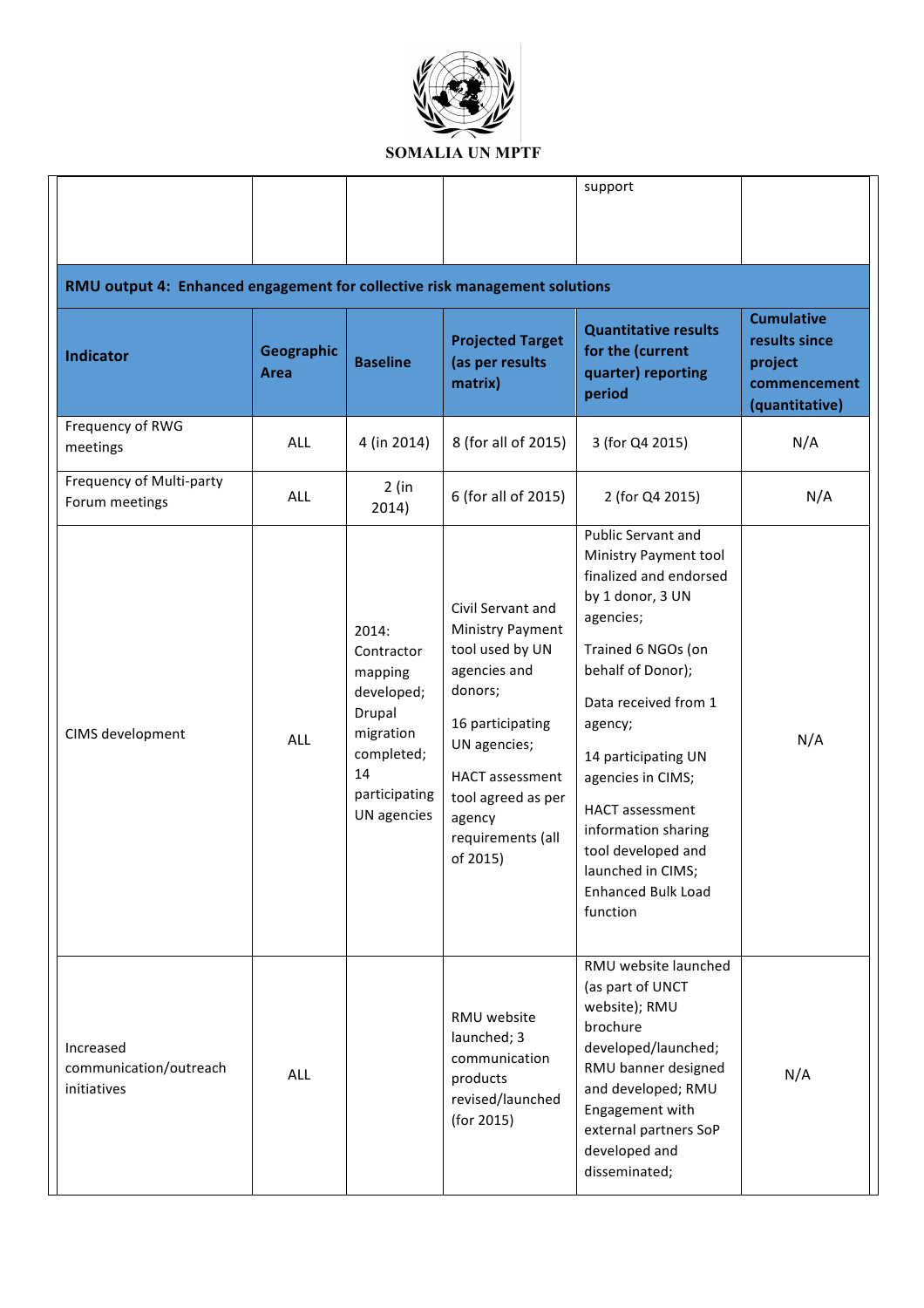| | | | | support | |
|---|---|---|---|---|---|
| **RMU output 4: Enhanced engagement for collective risk management solutions** | | | | | |
| **Indicator** | **Geographic Area** | **Baseline** | **Projected Target (as per results matrix)** | **Quantitative results for the (current quarter) reporting period** | **Cumulative results since project commencement (quantitative)** |
| Frequency of RWG meetings | ALL | 4 (in 2014) | 8 (for all of 2015) | 3 (for Q4 2015) | N/A |
| Frequency of Multi-party Forum meetings | ALL | 2 (in 2014) | 6 (for all of 2015) | 2 (for Q4 2015) | N/A |
| CIMS development | ALL | 2014: Contractor mapping developed; Drupal migration completed; 14 participating UN agencies | Civil Servant and Ministry Payment tool used by UN agencies and donors; 16 participating UN agencies; HACT assessment tool agreed as per agency requirements (all of 2015) | Public Servant and Ministry Payment tool finalized and endorsed by 1 donor, 3 UN agencies; Trained 6 NGOs (on behalf of Donor); Data received from 1 agency; 14 participating UN agencies in CIMS; HACT assessment information sharing tool developed and launched in CIMS; Enhanced Bulk Load function | N/A |
| Increased communication/outreach initiatives | ALL | | RMU website launched; 3 communication products revised/launched (for 2015) | RMU website launched (as part of UNCT website); RMU brochure developed/launched; RMU banner designed and developed; RMU Engagement with external partners SoP developed and disseminated; | N/A |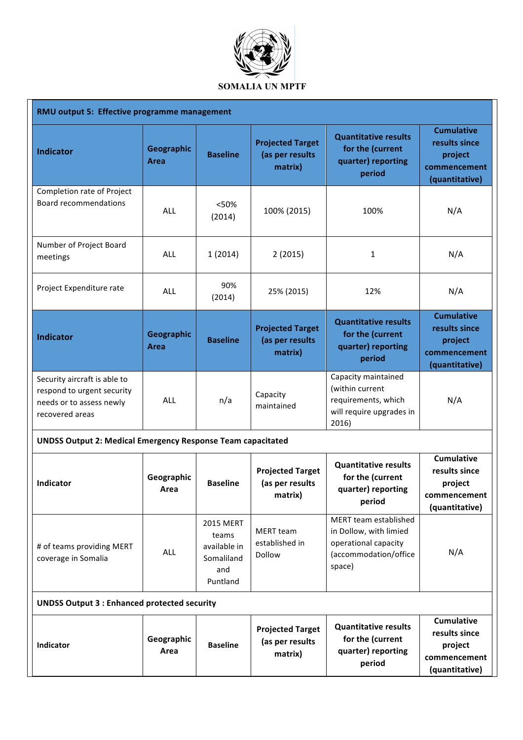**SOMALIA UN MPTF**

| RMU output 5: Effective programme management | | | | | |
|---|---|---|---|---|---|
| **Indicator** | **Geographic Area** | **Baseline** | **Projected Target (as per results matrix)** | **Quantitative results for the (current quarter) reporting period** | **Cumulative results since project commencement (quantitative)** |
| Completion rate of Project Board recommendations | ALL | <50% (2014) | 100% (2015) | 100% | N/A |
| Number of Project Board meetings | ALL | 1 (2014) | 2 (2015) | 1 | N/A |
| Project Expenditure rate | ALL | 90% (2014) | 25% (2015) | 12% | N/A |
| **Indicator** | **Geographic Area** | **Baseline** | **Projected Target (as per results matrix)** | **Quantitative results for the (current quarter) reporting period** | **Cumulative results since project commencement (quantitative)** |
| Security aircraft is able to respond to urgent security needs or to assess newly recovered areas | ALL | n/a | Capacity maintained | Capacity maintained (within current requirements, which will require upgrades in 2016) | N/A |

| UNDSS Output 2: Medical Emergency Response Team capacitated | | | | | |
|---|---|---|---|---|---|
| **Indicator** | **Geographic Area** | **Baseline** | **Projected Target (as per results matrix)** | **Quantitative results for the (current quarter) reporting period** | **Cumulative results since project commencement (quantitative)** |
| # of teams providing MERT coverage in Somalia | ALL | 2015 MERT teams available in Somaliland and Puntland | MERT team established in Dollow | MERT team established in Dollow, with limied operational capacity (accommodation/office space) | N/A |

| UNDSS Output 3 : Enhanced protected security | | | | | |
|---|---|---|---|---|---|
| **Indicator** | **Geographic Area** | **Baseline** | **Projected Target (as per results matrix)** | **Quantitative results for the (current quarter) reporting period** | **Cumulative results since project commencement (quantitative)** |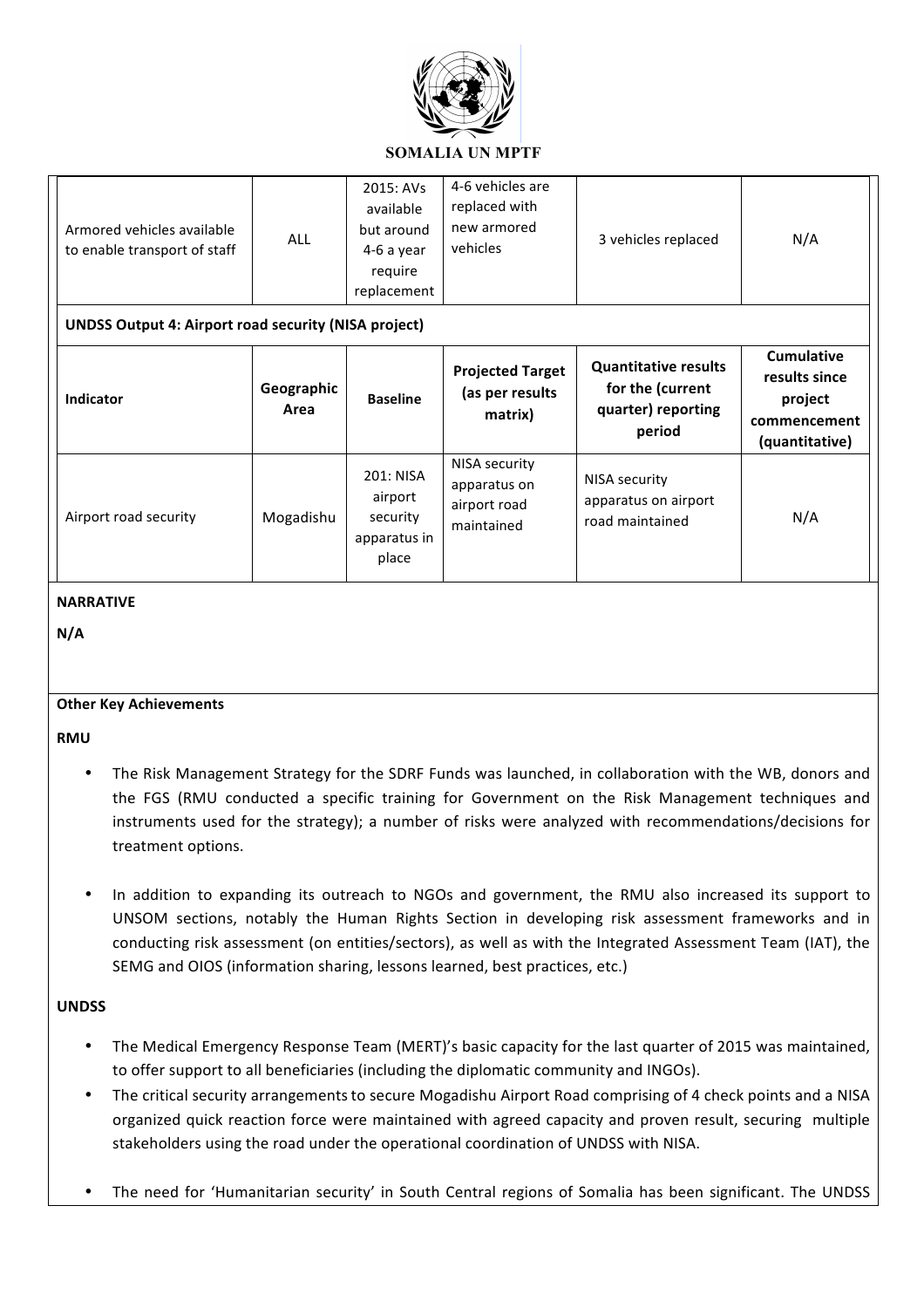| Armored vehicles available to enable transport of staff | ALL | 2015: AVs available but around 4-6 a year require replacement | 4-6 vehicles are replaced with new armored vehicles | 3 vehicles replaced | N/A |
|---|---|---|---|---|---|
| **UNDSS Output 4: Airport road security (NISA project)** | | | | | |
| **Indicator** | **Geographic Area** | **Baseline** | **Projected Target (as per results matrix)** | **Quantitative results for the (current quarter) reporting period** | **Cumulative results since project commencement (quantitative)** |
| Airport road security | Mogadishu | 201: NISA airport security apparatus in place | NISA security apparatus on airport road maintained | NISA security apparatus on airport road maintained | N/A |

**NARRATIVE**

**N/A**

**Other Key Achievements**

**RMU**

- The Risk Management Strategy for the SDRF Funds was launched, in collaboration with the WB, donors and the FGS (RMU conducted a specific training for Government on the Risk Management techniques and instruments used for the strategy); a number of risks were analyzed with recommendations/decisions for treatment options.

- In addition to expanding its outreach to NGOs and government, the RMU also increased its support to UNSOM sections, notably the Human Rights Section in developing risk assessment frameworks and in conducting risk assessment (on entities/sectors), as well as with the Integrated Assessment Team (IAT), the SEMG and OIOS (information sharing, lessons learned, best practices, etc.)

**UNDSS**

- The Medical Emergency Response Team (MERT)'s basic capacity for the last quarter of 2015 was maintained, to offer support to all beneficiaries (including the diplomatic community and INGOs).
- The critical security arrangements to secure Mogadishu Airport Road comprising of 4 check points and a NISA organized quick reaction force were maintained with agreed capacity and proven result, securing multiple stakeholders using the road under the operational coordination of UNDSS with NISA.

- The need for 'Humanitarian security' in South Central regions of Somalia has been significant. The UNDSS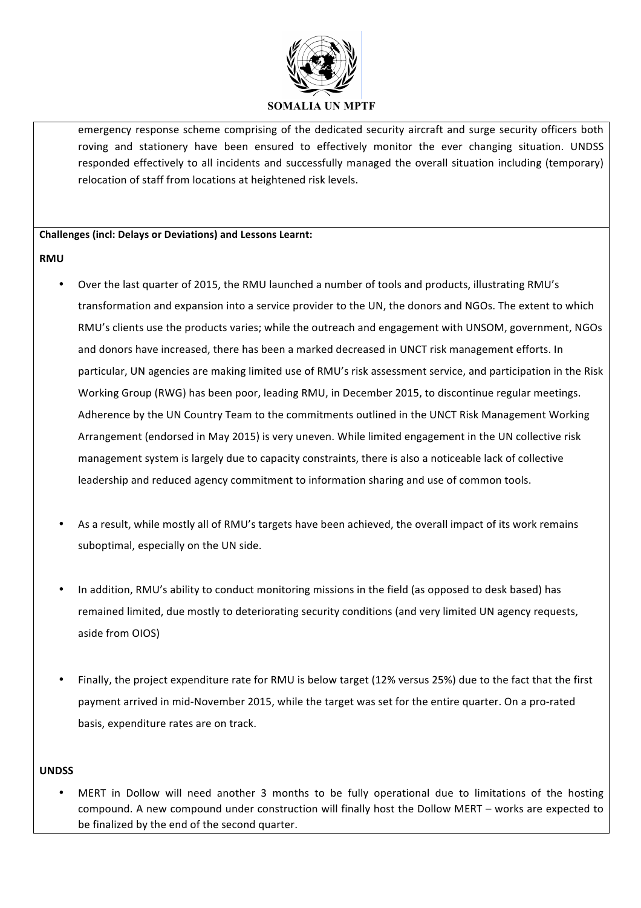emergency response scheme comprising of the dedicated security aircraft and surge security officers both roving and stationery have been ensured to effectively monitor the ever changing situation. UNDSS responded effectively to all incidents and successfully managed the overall situation including (temporary) relocation of staff from locations at heightened risk levels.

**Challenges (incl: Delays or Deviations) and Lessons Learnt:**

**RMU**

- Over the last quarter of 2015, the RMU launched a number of tools and products, illustrating RMU's transformation and expansion into a service provider to the UN, the donors and NGOs. The extent to which RMU's clients use the products varies; while the outreach and engagement with UNSOM, government, NGOs and donors have increased, there has been a marked decreased in UNCT risk management efforts. In particular, UN agencies are making limited use of RMU's risk assessment service, and participation in the Risk Working Group (RWG) has been poor, leading RMU, in December 2015, to discontinue regular meetings. Adherence by the UN Country Team to the commitments outlined in the UNCT Risk Management Working Arrangement (endorsed in May 2015) is very uneven. While limited engagement in the UN collective risk management system is largely due to capacity constraints, there is also a noticeable lack of collective leadership and reduced agency commitment to information sharing and use of common tools.

- As a result, while mostly all of RMU's targets have been achieved, the overall impact of its work remains suboptimal, especially on the UN side.

- In addition, RMU's ability to conduct monitoring missions in the field (as opposed to desk based) has remained limited, due mostly to deteriorating security conditions (and very limited UN agency requests, aside from OIOS)

- Finally, the project expenditure rate for RMU is below target (12% versus 25%) due to the fact that the first payment arrived in mid-November 2015, while the target was set for the entire quarter. On a pro-rated basis, expenditure rates are on track.

**UNDSS**

- MERT in Dollow will need another 3 months to be fully operational due to limitations of the hosting compound. A new compound under construction will finally host the Dollow MERT – works are expected to be finalized by the end of the second quarter.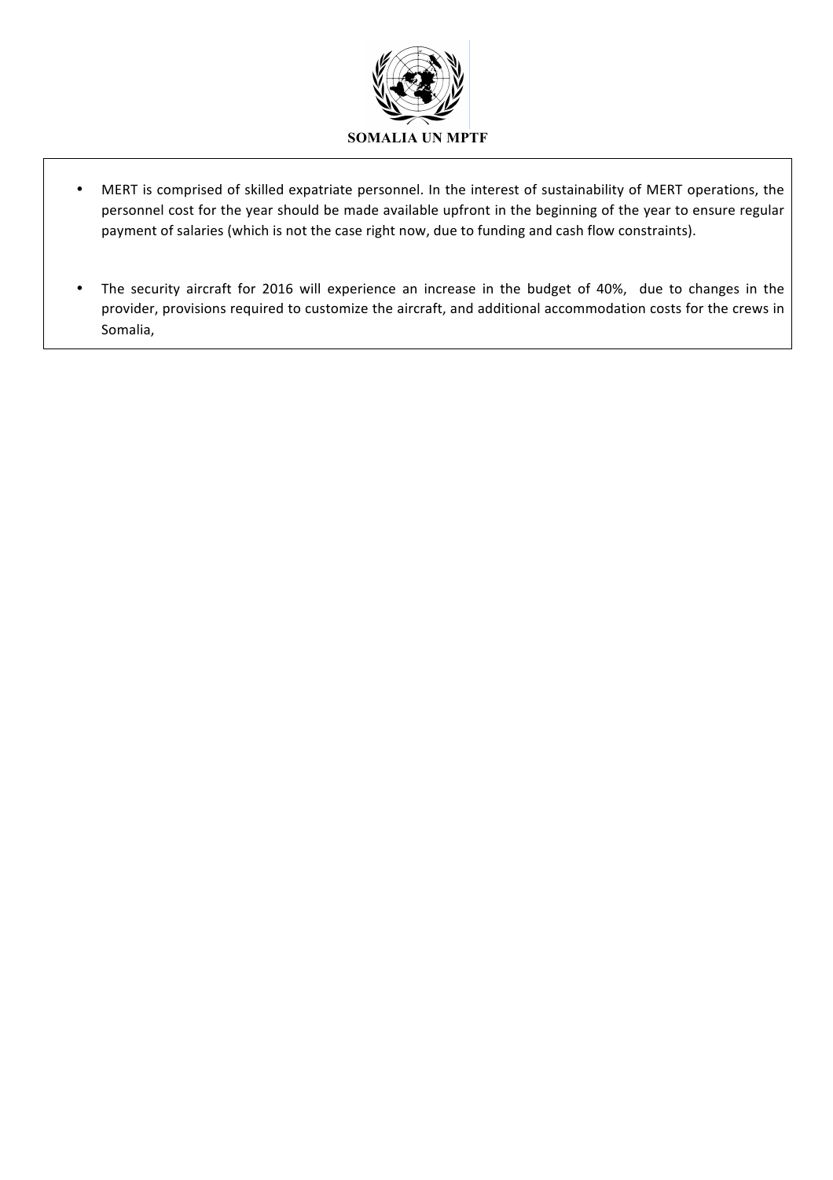- MERT is comprised of skilled expatriate personnel. In the interest of sustainability of MERT operations, the personnel cost for the year should be made available upfront in the beginning of the year to ensure regular payment of salaries (which is not the case right now, due to funding and cash flow constraints).

- The security aircraft for 2016 will experience an increase in the budget of 40%, due to changes in the provider, provisions required to customize the aircraft, and additional accommodation costs for the crews in Somalia,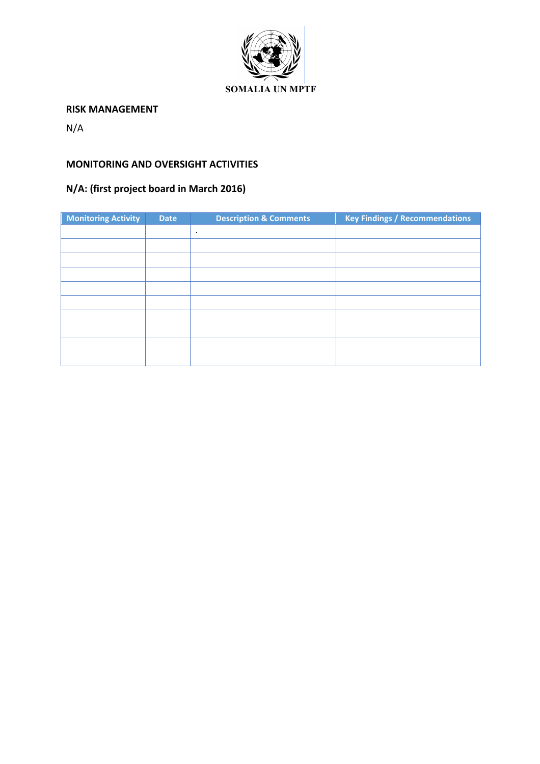SOMALIA UN MPTF

**RISK MANAGEMENT**

N/A

**MONITORING AND OVERSIGHT ACTIVITIES**

**N/A: (first project board in March 2016)**

| Monitoring Activity | Date | Description & Comments | Key Findings / Recommendations |
| --- | --- | --- | --- |
| | | . | |
| | | | |
| | | | |
| | | | |
| | | | |
| | | | |
| | | | |
| | | | |